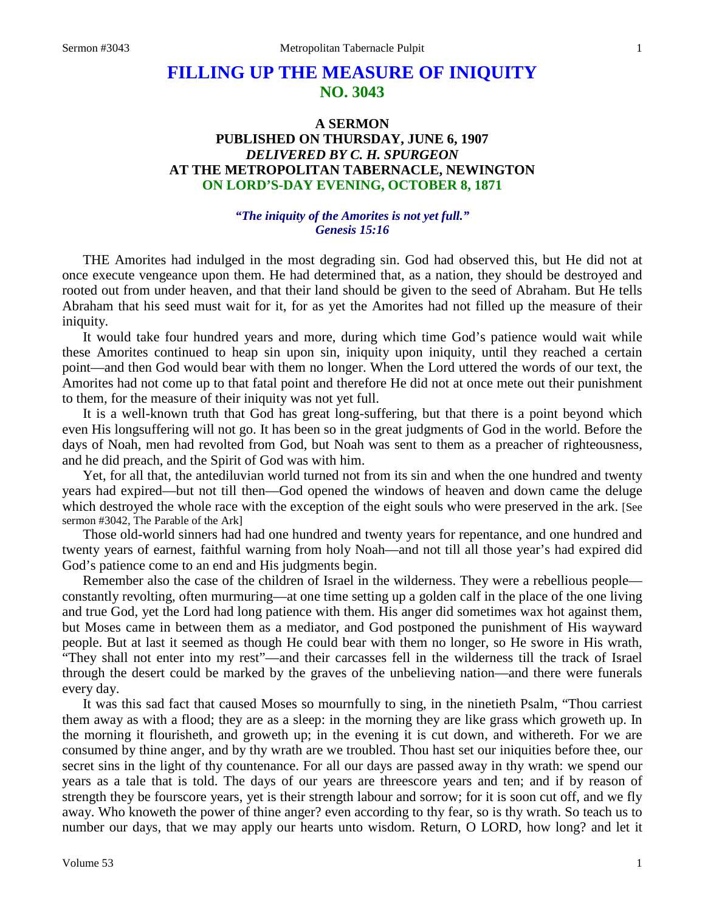# FILLING UP THE MEASURE OF INIQUITY
## NO. 3043

### A SERMON
### PUBLISHED ON THURSDAY, JUNE 6, 1907
### *DELIVERED BY C. H. SPURGEON*
### AT THE METROPOLITAN TABERNACLE, NEWINGTON
### ON LORD'S-DAY EVENING, OCTOBER 8, 1871

***"The iniquity of the Amorites is not yet full."***
***Genesis 15:16***

THE Amorites had indulged in the most degrading sin. God had observed this, but He did not at once execute vengeance upon them. He had determined that, as a nation, they should be destroyed and rooted out from under heaven, and that their land should be given to the seed of Abraham. But He tells Abraham that his seed must wait for it, for as yet the Amorites had not filled up the measure of their iniquity.

It would take four hundred years and more, during which time God's patience would wait while these Amorites continued to heap sin upon sin, iniquity upon iniquity, until they reached a certain point—and then God would bear with them no longer. When the Lord uttered the words of our text, the Amorites had not come up to that fatal point and therefore He did not at once mete out their punishment to them, for the measure of their iniquity was not yet full.

It is a well-known truth that God has great long-suffering, but that there is a point beyond which even His longsuffering will not go. It has been so in the great judgments of God in the world. Before the days of Noah, men had revolted from God, but Noah was sent to them as a preacher of righteousness, and he did preach, and the Spirit of God was with him.

Yet, for all that, the antediluvian world turned not from its sin and when the one hundred and twenty years had expired—but not till then—God opened the windows of heaven and down came the deluge which destroyed the whole race with the exception of the eight souls who were preserved in the ark. [See sermon #3042, The Parable of the Ark]

Those old-world sinners had had one hundred and twenty years for repentance, and one hundred and twenty years of earnest, faithful warning from holy Noah—and not till all those year's had expired did God's patience come to an end and His judgments begin.

Remember also the case of the children of Israel in the wilderness. They were a rebellious people—constantly revolting, often murmuring—at one time setting up a golden calf in the place of the one living and true God, yet the Lord had long patience with them. His anger did sometimes wax hot against them, but Moses came in between them as a mediator, and God postponed the punishment of His wayward people. But at last it seemed as though He could bear with them no longer, so He swore in His wrath, "They shall not enter into my rest"—and their carcasses fell in the wilderness till the track of Israel through the desert could be marked by the graves of the unbelieving nation—and there were funerals every day.

It was this sad fact that caused Moses so mournfully to sing, in the ninetieth Psalm, "Thou carriest them away as with a flood; they are as a sleep: in the morning they are like grass which groweth up. In the morning it flourisheth, and groweth up; in the evening it is cut down, and withereth. For we are consumed by thine anger, and by thy wrath are we troubled. Thou hast set our iniquities before thee, our secret sins in the light of thy countenance. For all our days are passed away in thy wrath: we spend our years as a tale that is told. The days of our years are threescore years and ten; and if by reason of strength they be fourscore years, yet is their strength labour and sorrow; for it is soon cut off, and we fly away. Who knoweth the power of thine anger? even according to thy fear, so is thy wrath. So teach us to number our days, that we may apply our hearts unto wisdom. Return, O LORD, how long? and let it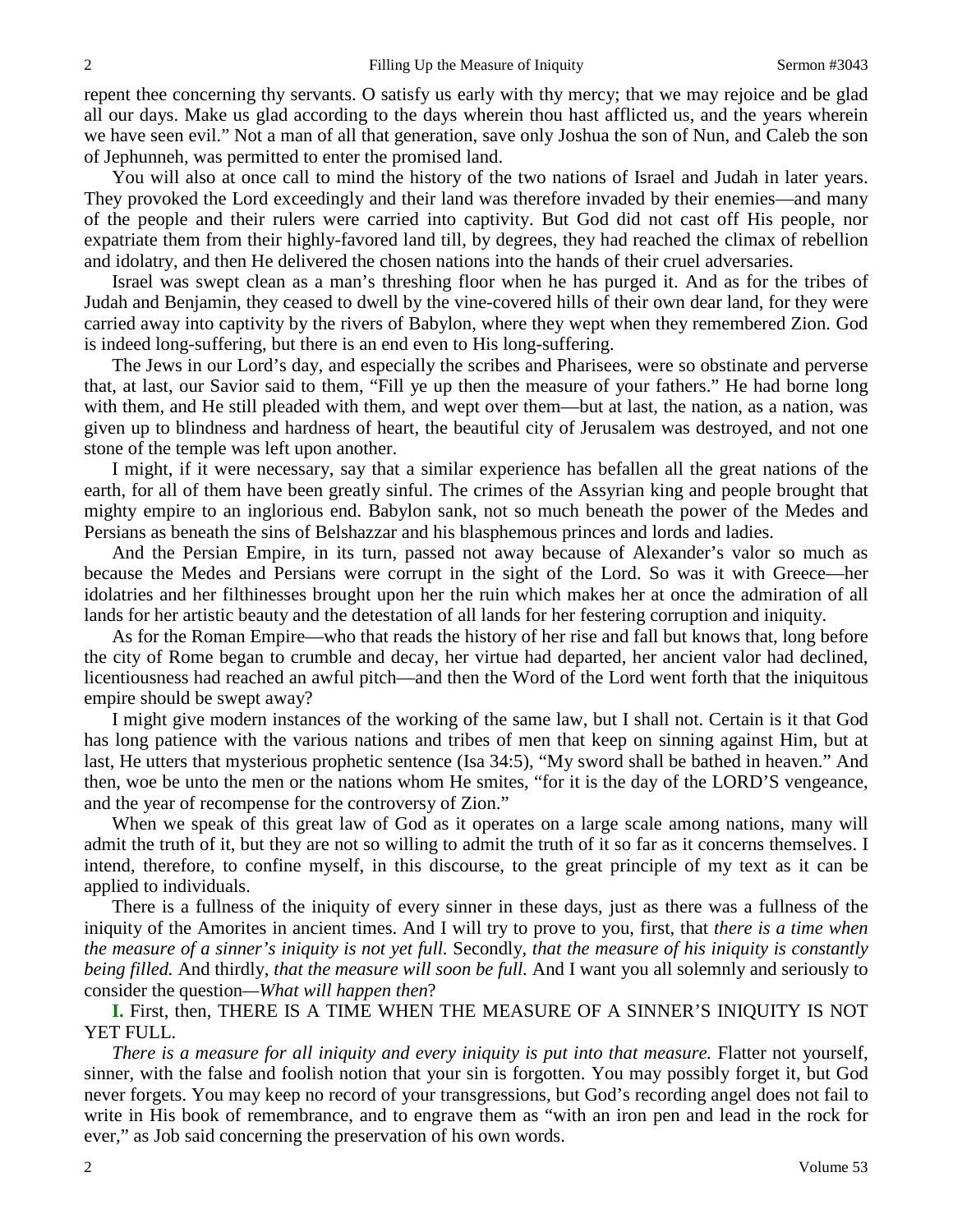repent thee concerning thy servants. O satisfy us early with thy mercy; that we may rejoice and be glad all our days. Make us glad according to the days wherein thou hast afflicted us, and the years wherein we have seen evil." Not a man of all that generation, save only Joshua the son of Nun, and Caleb the son of Jephunneh, was permitted to enter the promised land.

You will also at once call to mind the history of the two nations of Israel and Judah in later years. They provoked the Lord exceedingly and their land was therefore invaded by their enemies—and many of the people and their rulers were carried into captivity. But God did not cast off His people, nor expatriate them from their highly-favored land till, by degrees, they had reached the climax of rebellion and idolatry, and then He delivered the chosen nations into the hands of their cruel adversaries.

Israel was swept clean as a man's threshing floor when he has purged it. And as for the tribes of Judah and Benjamin, they ceased to dwell by the vine-covered hills of their own dear land, for they were carried away into captivity by the rivers of Babylon, where they wept when they remembered Zion. God is indeed long-suffering, but there is an end even to His long-suffering.

The Jews in our Lord's day, and especially the scribes and Pharisees, were so obstinate and perverse that, at last, our Savior said to them, "Fill ye up then the measure of your fathers." He had borne long with them, and He still pleaded with them, and wept over them—but at last, the nation, as a nation, was given up to blindness and hardness of heart, the beautiful city of Jerusalem was destroyed, and not one stone of the temple was left upon another.

I might, if it were necessary, say that a similar experience has befallen all the great nations of the earth, for all of them have been greatly sinful. The crimes of the Assyrian king and people brought that mighty empire to an inglorious end. Babylon sank, not so much beneath the power of the Medes and Persians as beneath the sins of Belshazzar and his blasphemous princes and lords and ladies.

And the Persian Empire, in its turn, passed not away because of Alexander's valor so much as because the Medes and Persians were corrupt in the sight of the Lord. So was it with Greece—her idolatries and her filthinesses brought upon her the ruin which makes her at once the admiration of all lands for her artistic beauty and the detestation of all lands for her festering corruption and iniquity.

As for the Roman Empire—who that reads the history of her rise and fall but knows that, long before the city of Rome began to crumble and decay, her virtue had departed, her ancient valor had declined, licentiousness had reached an awful pitch—and then the Word of the Lord went forth that the iniquitous empire should be swept away?

I might give modern instances of the working of the same law, but I shall not. Certain is it that God has long patience with the various nations and tribes of men that keep on sinning against Him, but at last, He utters that mysterious prophetic sentence (Isa 34:5), "My sword shall be bathed in heaven." And then, woe be unto the men or the nations whom He smites, "for it is the day of the LORD'S vengeance, and the year of recompense for the controversy of Zion."

When we speak of this great law of God as it operates on a large scale among nations, many will admit the truth of it, but they are not so willing to admit the truth of it so far as it concerns themselves. I intend, therefore, to confine myself, in this discourse, to the great principle of my text as it can be applied to individuals.

There is a fullness of the iniquity of every sinner in these days, just as there was a fullness of the iniquity of the Amorites in ancient times. And I will try to prove to you, first, that *there is a time when the measure of a sinner's iniquity is not yet full*. Secondly, *that the measure of his iniquity is constantly being filled.* And thirdly, *that the measure will soon be full.* And I want you all solemnly and seriously to consider the question—*What will happen then*?

**I.** First, then, THERE IS A TIME WHEN THE MEASURE OF A SINNER'S INIQUITY IS NOT YET FULL.

*There is a measure for all iniquity and every iniquity is put into that measure.* Flatter not yourself, sinner, with the false and foolish notion that your sin is forgotten. You may possibly forget it, but God never forgets. You may keep no record of your transgressions, but God's recording angel does not fail to write in His book of remembrance, and to engrave them as "with an iron pen and lead in the rock for ever," as Job said concerning the preservation of his own words.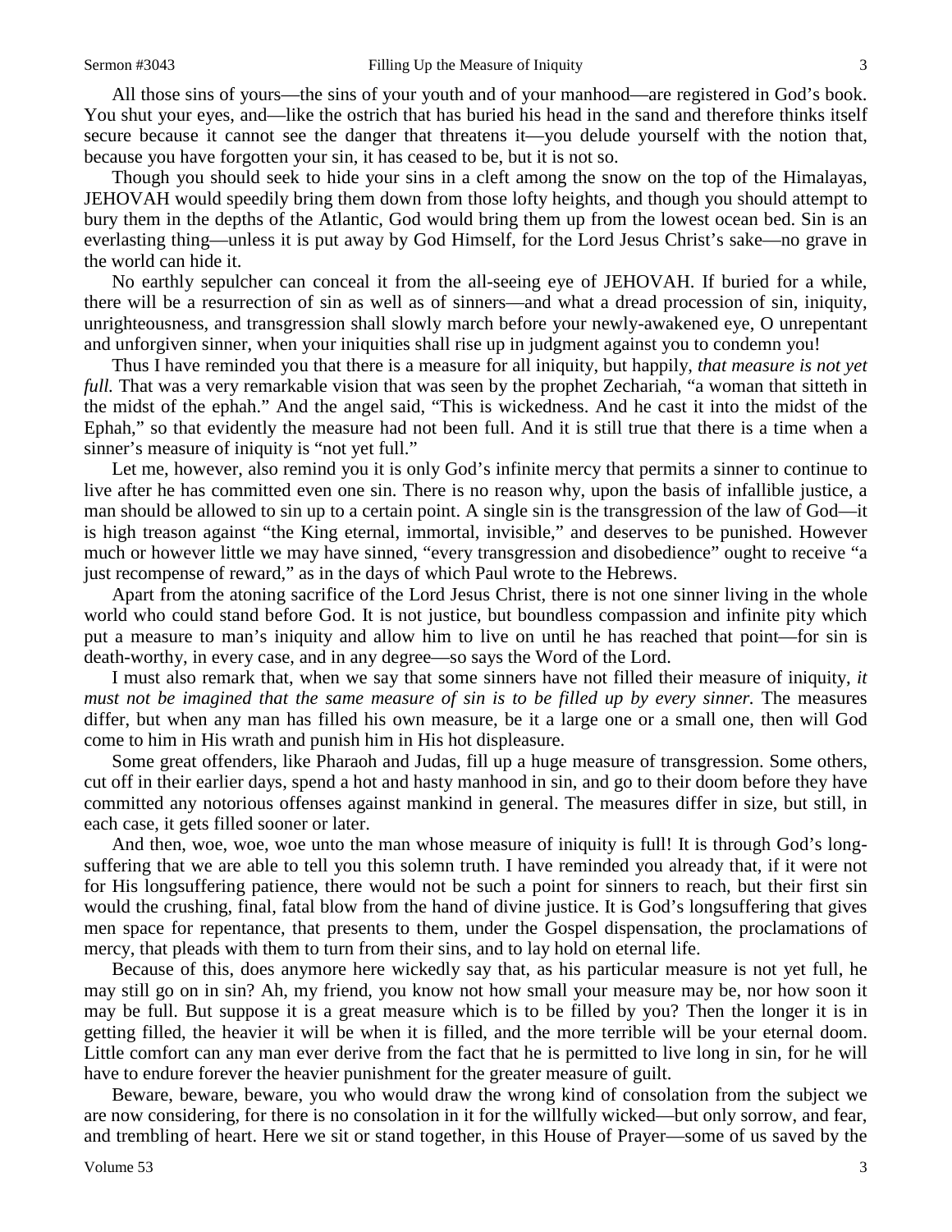All those sins of yours—the sins of your youth and of your manhood—are registered in God's book. You shut your eyes, and—like the ostrich that has buried his head in the sand and therefore thinks itself secure because it cannot see the danger that threatens it—you delude yourself with the notion that, because you have forgotten your sin, it has ceased to be, but it is not so.

Though you should seek to hide your sins in a cleft among the snow on the top of the Himalayas, JEHOVAH would speedily bring them down from those lofty heights, and though you should attempt to bury them in the depths of the Atlantic, God would bring them up from the lowest ocean bed. Sin is an everlasting thing—unless it is put away by God Himself, for the Lord Jesus Christ's sake—no grave in the world can hide it.

No earthly sepulcher can conceal it from the all-seeing eye of JEHOVAH. If buried for a while, there will be a resurrection of sin as well as of sinners—and what a dread procession of sin, iniquity, unrighteousness, and transgression shall slowly march before your newly-awakened eye, O unrepentant and unforgiven sinner, when your iniquities shall rise up in judgment against you to condemn you!

Thus I have reminded you that there is a measure for all iniquity, but happily, *that measure is not yet full.* That was a very remarkable vision that was seen by the prophet Zechariah, "a woman that sitteth in the midst of the ephah." And the angel said, "This is wickedness. And he cast it into the midst of the Ephah," so that evidently the measure had not been full. And it is still true that there is a time when a sinner's measure of iniquity is "not yet full."

Let me, however, also remind you it is only God's infinite mercy that permits a sinner to continue to live after he has committed even one sin. There is no reason why, upon the basis of infallible justice, a man should be allowed to sin up to a certain point. A single sin is the transgression of the law of God—it is high treason against "the King eternal, immortal, invisible," and deserves to be punished. However much or however little we may have sinned, "every transgression and disobedience" ought to receive "a just recompense of reward," as in the days of which Paul wrote to the Hebrews.

Apart from the atoning sacrifice of the Lord Jesus Christ, there is not one sinner living in the whole world who could stand before God. It is not justice, but boundless compassion and infinite pity which put a measure to man's iniquity and allow him to live on until he has reached that point—for sin is death-worthy, in every case, and in any degree—so says the Word of the Lord.

I must also remark that, when we say that some sinners have not filled their measure of iniquity, *it must not be imagined that the same measure of sin is to be filled up by every sinner.* The measures differ, but when any man has filled his own measure, be it a large one or a small one, then will God come to him in His wrath and punish him in His hot displeasure.

Some great offenders, like Pharaoh and Judas, fill up a huge measure of transgression. Some others, cut off in their earlier days, spend a hot and hasty manhood in sin, and go to their doom before they have committed any notorious offenses against mankind in general. The measures differ in size, but still, in each case, it gets filled sooner or later.

And then, woe, woe, woe unto the man whose measure of iniquity is full! It is through God's long-suffering that we are able to tell you this solemn truth. I have reminded you already that, if it were not for His longsuffering patience, there would not be such a point for sinners to reach, but their first sin would the crushing, final, fatal blow from the hand of divine justice. It is God's longsuffering that gives men space for repentance, that presents to them, under the Gospel dispensation, the proclamations of mercy, that pleads with them to turn from their sins, and to lay hold on eternal life.

Because of this, does anymore here wickedly say that, as his particular measure is not yet full, he may still go on in sin? Ah, my friend, you know not how small your measure may be, nor how soon it may be full. But suppose it is a great measure which is to be filled by you? Then the longer it is in getting filled, the heavier it will be when it is filled, and the more terrible will be your eternal doom. Little comfort can any man ever derive from the fact that he is permitted to live long in sin, for he will have to endure forever the heavier punishment for the greater measure of guilt.

Beware, beware, beware, you who would draw the wrong kind of consolation from the subject we are now considering, for there is no consolation in it for the willfully wicked—but only sorrow, and fear, and trembling of heart. Here we sit or stand together, in this House of Prayer—some of us saved by the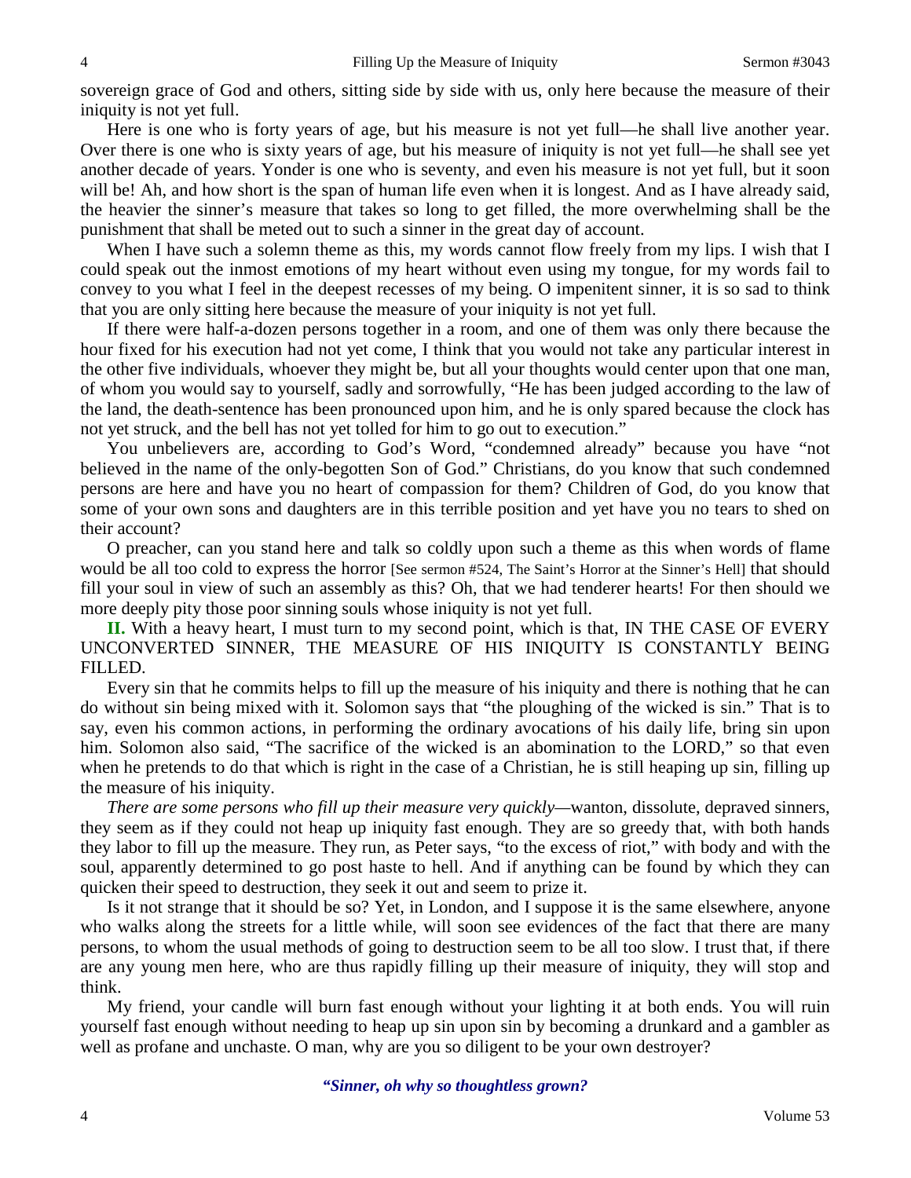sovereign grace of God and others, sitting side by side with us, only here because the measure of their iniquity is not yet full.

Here is one who is forty years of age, but his measure is not yet full—he shall live another year. Over there is one who is sixty years of age, but his measure of iniquity is not yet full—he shall see yet another decade of years. Yonder is one who is seventy, and even his measure is not yet full, but it soon will be! Ah, and how short is the span of human life even when it is longest. And as I have already said, the heavier the sinner's measure that takes so long to get filled, the more overwhelming shall be the punishment that shall be meted out to such a sinner in the great day of account.

When I have such a solemn theme as this, my words cannot flow freely from my lips. I wish that I could speak out the inmost emotions of my heart without even using my tongue, for my words fail to convey to you what I feel in the deepest recesses of my being. O impenitent sinner, it is so sad to think that you are only sitting here because the measure of your iniquity is not yet full.

If there were half-a-dozen persons together in a room, and one of them was only there because the hour fixed for his execution had not yet come, I think that you would not take any particular interest in the other five individuals, whoever they might be, but all your thoughts would center upon that one man, of whom you would say to yourself, sadly and sorrowfully, "He has been judged according to the law of the land, the death-sentence has been pronounced upon him, and he is only spared because the clock has not yet struck, and the bell has not yet tolled for him to go out to execution."

You unbelievers are, according to God's Word, "condemned already" because you have "not believed in the name of the only-begotten Son of God." Christians, do you know that such condemned persons are here and have you no heart of compassion for them? Children of God, do you know that some of your own sons and daughters are in this terrible position and yet have you no tears to shed on their account?

O preacher, can you stand here and talk so coldly upon such a theme as this when words of flame would be all too cold to express the horror [See sermon #524, The Saint's Horror at the Sinner's Hell] that should fill your soul in view of such an assembly as this? Oh, that we had tenderer hearts! For then should we more deeply pity those poor sinning souls whose iniquity is not yet full.

**II.** With a heavy heart, I must turn to my second point, which is that, IN THE CASE OF EVERY UNCONVERTED SINNER, THE MEASURE OF HIS INIQUITY IS CONSTANTLY BEING FILLED.

Every sin that he commits helps to fill up the measure of his iniquity and there is nothing that he can do without sin being mixed with it. Solomon says that "the ploughing of the wicked is sin." That is to say, even his common actions, in performing the ordinary avocations of his daily life, bring sin upon him. Solomon also said, "The sacrifice of the wicked is an abomination to the LORD," so that even when he pretends to do that which is right in the case of a Christian, he is still heaping up sin, filling up the measure of his iniquity.

*There are some persons who fill up their measure very quickly*—wanton, dissolute, depraved sinners, they seem as if they could not heap up iniquity fast enough. They are so greedy that, with both hands they labor to fill up the measure. They run, as Peter says, "to the excess of riot," with body and with the soul, apparently determined to go post haste to hell. And if anything can be found by which they can quicken their speed to destruction, they seek it out and seem to prize it.

Is it not strange that it should be so? Yet, in London, and I suppose it is the same elsewhere, anyone who walks along the streets for a little while, will soon see evidences of the fact that there are many persons, to whom the usual methods of going to destruction seem to be all too slow. I trust that, if there are any young men here, who are thus rapidly filling up their measure of iniquity, they will stop and think.

My friend, your candle will burn fast enough without your lighting it at both ends. You will ruin yourself fast enough without needing to heap up sin upon sin by becoming a drunkard and a gambler as well as profane and unchaste. O man, why are you so diligent to be your own destroyer?

***"Sinner, oh why so thoughtless grown?***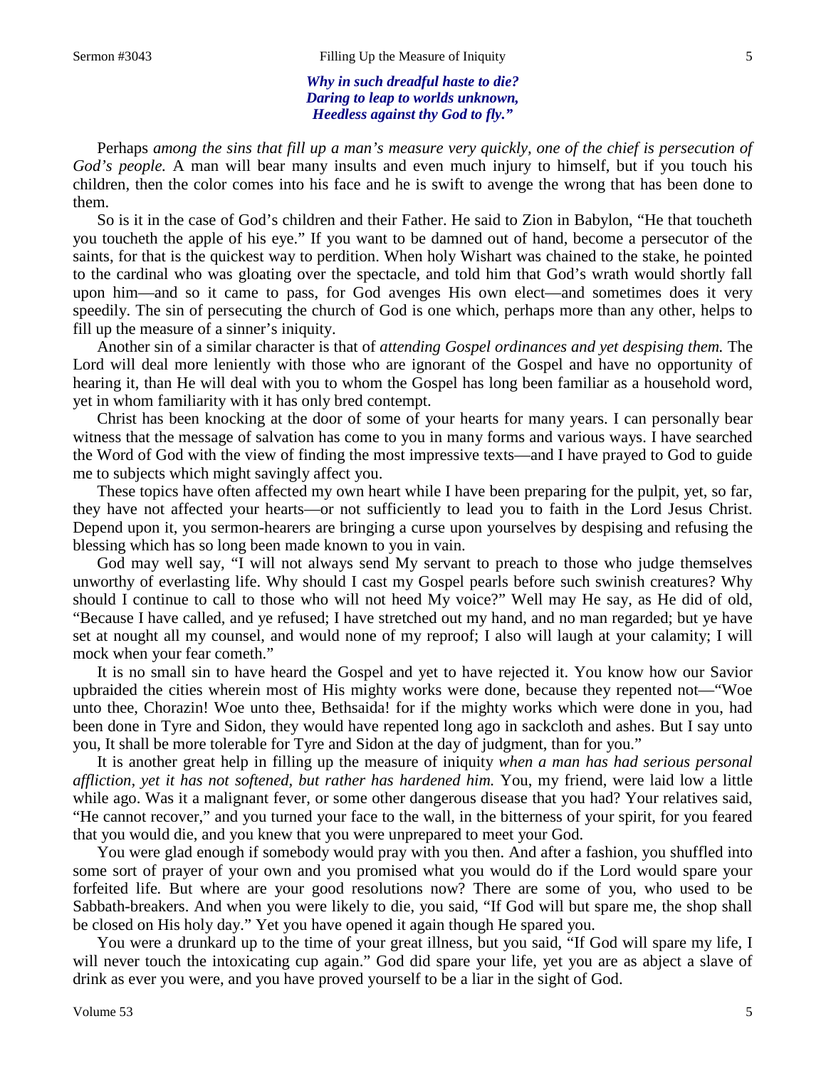*Why in such dreadful haste to die?*
*Daring to leap to worlds unknown,*
*Heedless against thy God to fly."*

Perhaps *among the sins that fill up a man's measure very quickly, one of the chief is persecution of God's people.* A man will bear many insults and even much injury to himself, but if you touch his children, then the color comes into his face and he is swift to avenge the wrong that has been done to them.

So is it in the case of God's children and their Father. He said to Zion in Babylon, "He that toucheth you toucheth the apple of his eye." If you want to be damned out of hand, become a persecutor of the saints, for that is the quickest way to perdition. When holy Wishart was chained to the stake, he pointed to the cardinal who was gloating over the spectacle, and told him that God's wrath would shortly fall upon him—and so it came to pass, for God avenges His own elect—and sometimes does it very speedily. The sin of persecuting the church of God is one which, perhaps more than any other, helps to fill up the measure of a sinner's iniquity.

Another sin of a similar character is that of *attending Gospel ordinances and yet despising them.* The Lord will deal more leniently with those who are ignorant of the Gospel and have no opportunity of hearing it, than He will deal with you to whom the Gospel has long been familiar as a household word, yet in whom familiarity with it has only bred contempt.

Christ has been knocking at the door of some of your hearts for many years. I can personally bear witness that the message of salvation has come to you in many forms and various ways. I have searched the Word of God with the view of finding the most impressive texts—and I have prayed to God to guide me to subjects which might savingly affect you.

These topics have often affected my own heart while I have been preparing for the pulpit, yet, so far, they have not affected your hearts—or not sufficiently to lead you to faith in the Lord Jesus Christ. Depend upon it, you sermon-hearers are bringing a curse upon yourselves by despising and refusing the blessing which has so long been made known to you in vain.

God may well say, "I will not always send My servant to preach to those who judge themselves unworthy of everlasting life. Why should I cast my Gospel pearls before such swinish creatures? Why should I continue to call to those who will not heed My voice?" Well may He say, as He did of old, "Because I have called, and ye refused; I have stretched out my hand, and no man regarded; but ye have set at nought all my counsel, and would none of my reproof; I also will laugh at your calamity; I will mock when your fear cometh."

It is no small sin to have heard the Gospel and yet to have rejected it. You know how our Savior upbraided the cities wherein most of His mighty works were done, because they repented not—"Woe unto thee, Chorazin! Woe unto thee, Bethsaida! for if the mighty works which were done in you, had been done in Tyre and Sidon, they would have repented long ago in sackcloth and ashes. But I say unto you, It shall be more tolerable for Tyre and Sidon at the day of judgment, than for you."

It is another great help in filling up the measure of iniquity *when a man has had serious personal affliction, yet it has not softened, but rather has hardened him.* You, my friend, were laid low a little while ago. Was it a malignant fever, or some other dangerous disease that you had? Your relatives said, "He cannot recover," and you turned your face to the wall, in the bitterness of your spirit, for you feared that you would die, and you knew that you were unprepared to meet your God.

You were glad enough if somebody would pray with you then. And after a fashion, you shuffled into some sort of prayer of your own and you promised what you would do if the Lord would spare your forfeited life. But where are your good resolutions now? There are some of you, who used to be Sabbath-breakers. And when you were likely to die, you said, "If God will but spare me, the shop shall be closed on His holy day." Yet you have opened it again though He spared you.

You were a drunkard up to the time of your great illness, but you said, "If God will spare my life, I will never touch the intoxicating cup again." God did spare your life, yet you are as abject a slave of drink as ever you were, and you have proved yourself to be a liar in the sight of God.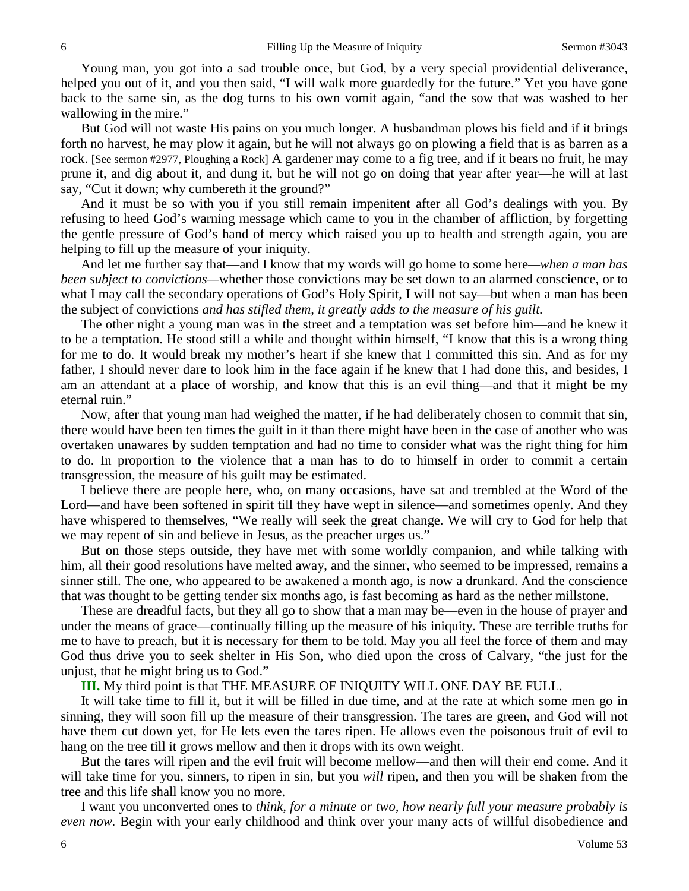Young man, you got into a sad trouble once, but God, by a very special providential deliverance, helped you out of it, and you then said, "I will walk more guardedly for the future." Yet you have gone back to the same sin, as the dog turns to his own vomit again, "and the sow that was washed to her wallowing in the mire."

But God will not waste His pains on you much longer. A husbandman plows his field and if it brings forth no harvest, he may plow it again, but he will not always go on plowing a field that is as barren as a rock. [See sermon #2977, Ploughing a Rock] A gardener may come to a fig tree, and if it bears no fruit, he may prune it, and dig about it, and dung it, but he will not go on doing that year after year—he will at last say, "Cut it down; why cumbereth it the ground?"

And it must be so with you if you still remain impenitent after all God's dealings with you. By refusing to heed God's warning message which came to you in the chamber of affliction, by forgetting the gentle pressure of God's hand of mercy which raised you up to health and strength again, you are helping to fill up the measure of your iniquity.

And let me further say that—and I know that my words will go home to some here—*when a man has been subject to convictions*—whether those convictions may be set down to an alarmed conscience, or to what I may call the secondary operations of God's Holy Spirit, I will not say—but when a man has been the subject of convictions *and has stifled them, it greatly adds to the measure of his guilt.*

The other night a young man was in the street and a temptation was set before him—and he knew it to be a temptation. He stood still a while and thought within himself, "I know that this is a wrong thing for me to do. It would break my mother's heart if she knew that I committed this sin. And as for my father, I should never dare to look him in the face again if he knew that I had done this, and besides, I am an attendant at a place of worship, and know that this is an evil thing—and that it might be my eternal ruin."

Now, after that young man had weighed the matter, if he had deliberately chosen to commit that sin, there would have been ten times the guilt in it than there might have been in the case of another who was overtaken unawares by sudden temptation and had no time to consider what was the right thing for him to do. In proportion to the violence that a man has to do to himself in order to commit a certain transgression, the measure of his guilt may be estimated.

I believe there are people here, who, on many occasions, have sat and trembled at the Word of the Lord—and have been softened in spirit till they have wept in silence—and sometimes openly. And they have whispered to themselves, "We really will seek the great change. We will cry to God for help that we may repent of sin and believe in Jesus, as the preacher urges us."

But on those steps outside, they have met with some worldly companion, and while talking with him, all their good resolutions have melted away, and the sinner, who seemed to be impressed, remains a sinner still. The one, who appeared to be awakened a month ago, is now a drunkard. And the conscience that was thought to be getting tender six months ago, is fast becoming as hard as the nether millstone.

These are dreadful facts, but they all go to show that a man may be—even in the house of prayer and under the means of grace—continually filling up the measure of his iniquity. These are terrible truths for me to have to preach, but it is necessary for them to be told. May you all feel the force of them and may God thus drive you to seek shelter in His Son, who died upon the cross of Calvary, "the just for the unjust, that he might bring us to God."

**III.** My third point is that THE MEASURE OF INIQUITY WILL ONE DAY BE FULL.

It will take time to fill it, but it will be filled in due time, and at the rate at which some men go in sinning, they will soon fill up the measure of their transgression. The tares are green, and God will not have them cut down yet, for He lets even the tares ripen. He allows even the poisonous fruit of evil to hang on the tree till it grows mellow and then it drops with its own weight.

But the tares will ripen and the evil fruit will become mellow—and then will their end come. And it will take time for you, sinners, to ripen in sin, but you *will* ripen, and then you will be shaken from the tree and this life shall know you no more.

I want you unconverted ones to *think, for a minute or two, how nearly full your measure probably is even now.* Begin with your early childhood and think over your many acts of willful disobedience and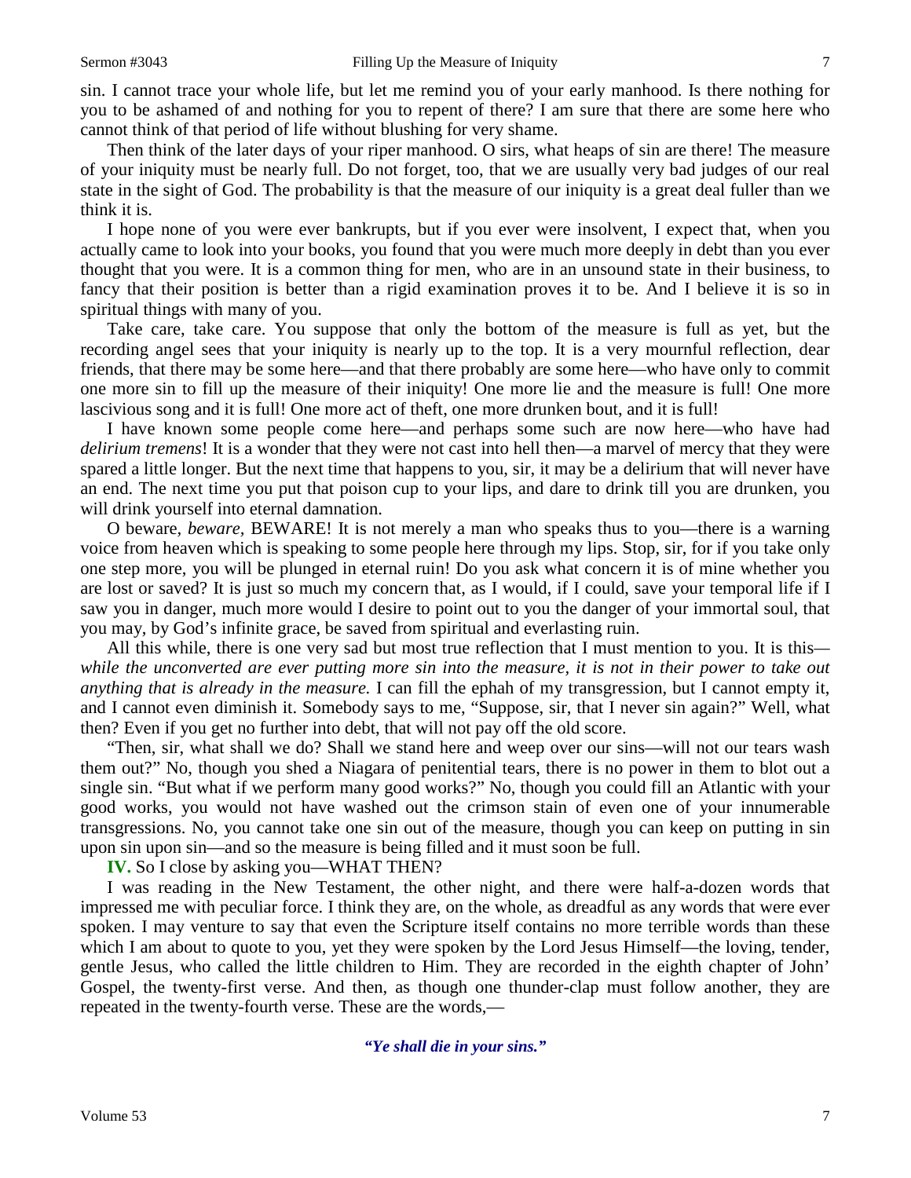sin. I cannot trace your whole life, but let me remind you of your early manhood. Is there nothing for you to be ashamed of and nothing for you to repent of there? I am sure that there are some here who cannot think of that period of life without blushing for very shame.

Then think of the later days of your riper manhood. O sirs, what heaps of sin are there! The measure of your iniquity must be nearly full. Do not forget, too, that we are usually very bad judges of our real state in the sight of God. The probability is that the measure of our iniquity is a great deal fuller than we think it is.

I hope none of you were ever bankrupts, but if you ever were insolvent, I expect that, when you actually came to look into your books, you found that you were much more deeply in debt than you ever thought that you were. It is a common thing for men, who are in an unsound state in their business, to fancy that their position is better than a rigid examination proves it to be. And I believe it is so in spiritual things with many of you.

Take care, take care. You suppose that only the bottom of the measure is full as yet, but the recording angel sees that your iniquity is nearly up to the top. It is a very mournful reflection, dear friends, that there may be some here—and that there probably are some here—who have only to commit one more sin to fill up the measure of their iniquity! One more lie and the measure is full! One more lascivious song and it is full! One more act of theft, one more drunken bout, and it is full!

I have known some people come here—and perhaps some such are now here—who have had *delirium tremens*! It is a wonder that they were not cast into hell then—a marvel of mercy that they were spared a little longer. But the next time that happens to you, sir, it may be a delirium that will never have an end. The next time you put that poison cup to your lips, and dare to drink till you are drunken, you will drink yourself into eternal damnation.

O beware, *beware,* BEWARE! It is not merely a man who speaks thus to you—there is a warning voice from heaven which is speaking to some people here through my lips. Stop, sir, for if you take only one step more, you will be plunged in eternal ruin! Do you ask what concern it is of mine whether you are lost or saved? It is just so much my concern that, as I would, if I could, save your temporal life if I saw you in danger, much more would I desire to point out to you the danger of your immortal soul, that you may, by God's infinite grace, be saved from spiritual and everlasting ruin.

All this while, there is one very sad but most true reflection that I must mention to you. It is this—*while the unconverted are ever putting more sin into the measure, it is not in their power to take out anything that is already in the measure.* I can fill the ephah of my transgression, but I cannot empty it, and I cannot even diminish it. Somebody says to me, "Suppose, sir, that I never sin again?" Well, what then? Even if you get no further into debt, that will not pay off the old score.

"Then, sir, what shall we do? Shall we stand here and weep over our sins—will not our tears wash them out?" No, though you shed a Niagara of penitential tears, there is no power in them to blot out a single sin. "But what if we perform many good works?" No, though you could fill an Atlantic with your good works, you would not have washed out the crimson stain of even one of your innumerable transgressions. No, you cannot take one sin out of the measure, though you can keep on putting in sin upon sin upon sin—and so the measure is being filled and it must soon be full.

**IV.** So I close by asking you—WHAT THEN?

I was reading in the New Testament, the other night, and there were half-a-dozen words that impressed me with peculiar force. I think they are, on the whole, as dreadful as any words that were ever spoken. I may venture to say that even the Scripture itself contains no more terrible words than these which I am about to quote to you, yet they were spoken by the Lord Jesus Himself—the loving, tender, gentle Jesus, who called the little children to Him. They are recorded in the eighth chapter of John' Gospel, the twenty-first verse. And then, as though one thunder-clap must follow another, they are repeated in the twenty-fourth verse. These are the words,—

***"Ye shall die in your sins."***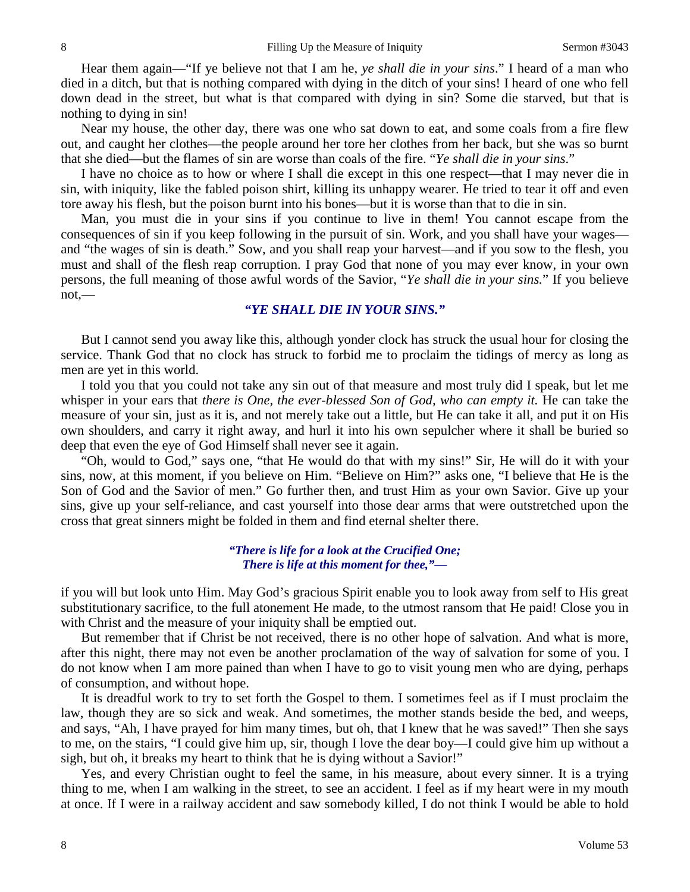Hear them again—"If ye believe not that I am he, *ye shall die in your sins*." I heard of a man who died in a ditch, but that is nothing compared with dying in the ditch of your sins! I heard of one who fell down dead in the street, but what is that compared with dying in sin? Some die starved, but that is nothing to dying in sin!

Near my house, the other day, there was one who sat down to eat, and some coals from a fire flew out, and caught her clothes—the people around her tore her clothes from her back, but she was so burnt that she died—but the flames of sin are worse than coals of the fire. "*Ye shall die in your sins*."

I have no choice as to how or where I shall die except in this one respect—that I may never die in sin, with iniquity, like the fabled poison shirt, killing its unhappy wearer. He tried to tear it off and even tore away his flesh, but the poison burnt into his bones—but it is worse than that to die in sin.

Man, you must die in your sins if you continue to live in them! You cannot escape from the consequences of sin if you keep following in the pursuit of sin. Work, and you shall have your wages—and "the wages of sin is death." Sow, and you shall reap your harvest—and if you sow to the flesh, you must and shall of the flesh reap corruption. I pray God that none of you may ever know, in your own persons, the full meaning of those awful words of the Savior, "*Ye shall die in your sins.*" If you believe not,—

***"YE SHALL DIE IN YOUR SINS."***

But I cannot send you away like this, although yonder clock has struck the usual hour for closing the service. Thank God that no clock has struck to forbid me to proclaim the tidings of mercy as long as men are yet in this world.

I told you that you could not take any sin out of that measure and most truly did I speak, but let me whisper in your ears that *there is One, the ever-blessed Son of God, who can empty it.* He can take the measure of your sin, just as it is, and not merely take out a little, but He can take it all, and put it on His own shoulders, and carry it right away, and hurl it into his own sepulcher where it shall be buried so deep that even the eye of God Himself shall never see it again.

"Oh, would to God," says one, "that He would do that with my sins!" Sir, He will do it with your sins, now, at this moment, if you believe on Him. "Believe on Him?" asks one, "I believe that He is the Son of God and the Savior of men." Go further then, and trust Him as your own Savior. Give up your sins, give up your self-reliance, and cast yourself into those dear arms that were outstretched upon the cross that great sinners might be folded in them and find eternal shelter there.

***"There is life for a look at the Crucified One;***
***There is life at this moment for thee,"—***

if you will but look unto Him. May God's gracious Spirit enable you to look away from self to His great substitutionary sacrifice, to the full atonement He made, to the utmost ransom that He paid! Close you in with Christ and the measure of your iniquity shall be emptied out.

But remember that if Christ be not received, there is no other hope of salvation. And what is more, after this night, there may not even be another proclamation of the way of salvation for some of you. I do not know when I am more pained than when I have to go to visit young men who are dying, perhaps of consumption, and without hope.

It is dreadful work to try to set forth the Gospel to them. I sometimes feel as if I must proclaim the law, though they are so sick and weak. And sometimes, the mother stands beside the bed, and weeps, and says, "Ah, I have prayed for him many times, but oh, that I knew that he was saved!" Then she says to me, on the stairs, "I could give him up, sir, though I love the dear boy—I could give him up without a sigh, but oh, it breaks my heart to think that he is dying without a Savior!"

Yes, and every Christian ought to feel the same, in his measure, about every sinner. It is a trying thing to me, when I am walking in the street, to see an accident. I feel as if my heart were in my mouth at once. If I were in a railway accident and saw somebody killed, I do not think I would be able to hold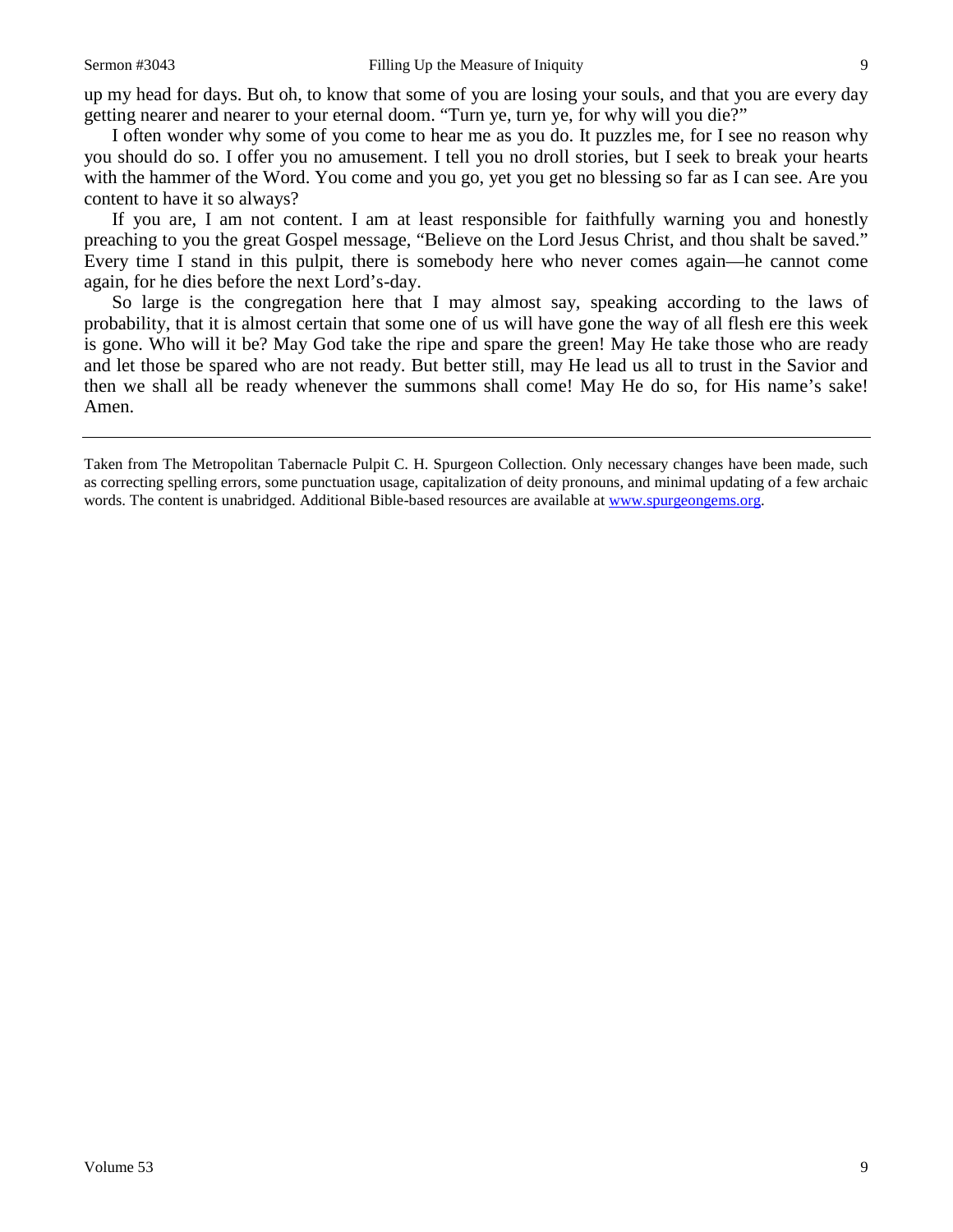up my head for days. But oh, to know that some of you are losing your souls, and that you are every day getting nearer and nearer to your eternal doom. "Turn ye, turn ye, for why will you die?"

I often wonder why some of you come to hear me as you do. It puzzles me, for I see no reason why you should do so. I offer you no amusement. I tell you no droll stories, but I seek to break your hearts with the hammer of the Word. You come and you go, yet you get no blessing so far as I can see. Are you content to have it so always?

If you are, I am not content. I am at least responsible for faithfully warning you and honestly preaching to you the great Gospel message, "Believe on the Lord Jesus Christ, and thou shalt be saved." Every time I stand in this pulpit, there is somebody here who never comes again—he cannot come again, for he dies before the next Lord's-day.

So large is the congregation here that I may almost say, speaking according to the laws of probability, that it is almost certain that some one of us will have gone the way of all flesh ere this week is gone. Who will it be? May God take the ripe and spare the green! May He take those who are ready and let those be spared who are not ready. But better still, may He lead us all to trust in the Savior and then we shall all be ready whenever the summons shall come! May He do so, for His name's sake! Amen.

---

Taken from The Metropolitan Tabernacle Pulpit C. H. Spurgeon Collection. Only necessary changes have been made, such as correcting spelling errors, some punctuation usage, capitalization of deity pronouns, and minimal updating of a few archaic words. The content is unabridged. Additional Bible-based resources are available at www.spurgeongems.org.